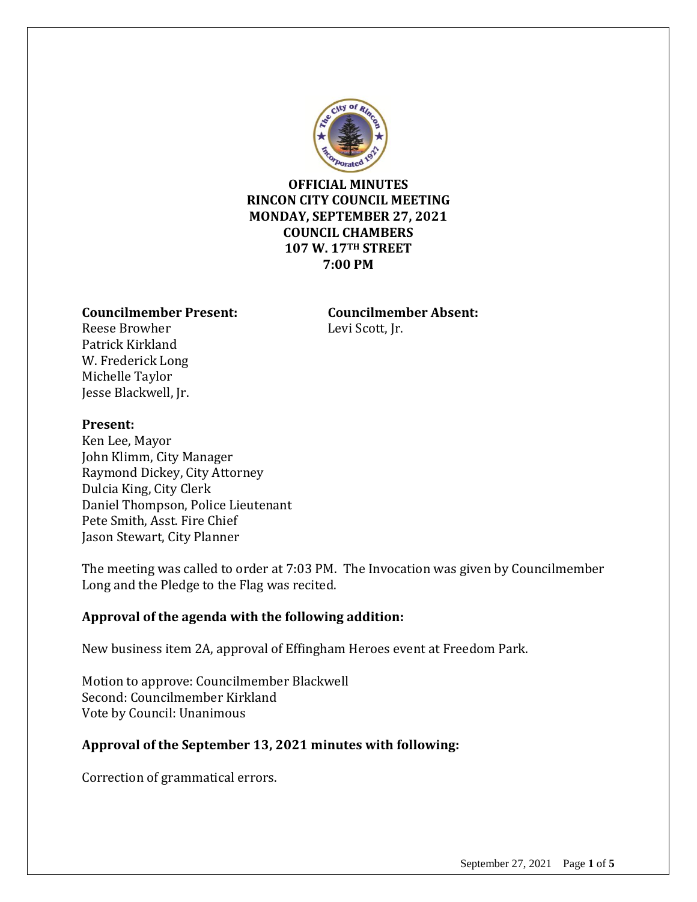**OFFICIAL MINUTES**
**RINCON CITY COUNCIL MEETING**
**MONDAY, SEPTEMBER 27, 2021**
**COUNCIL CHAMBERS**
**107 W. 17TH STREET**
**7:00 PM**

**Councilmember Present:**
Reese Browher
Patrick Kirkland
W. Frederick Long
Michelle Taylor
Jesse Blackwell, Jr.

**Councilmember Absent:**
Levi Scott, Jr.

**Present:**
Ken Lee, Mayor
John Klimm, City Manager
Raymond Dickey, City Attorney
Dulcia King, City Clerk
Daniel Thompson, Police Lieutenant
Pete Smith, Asst. Fire Chief
Jason Stewart, City Planner

The meeting was called to order at 7:03 PM. The Invocation was given by Councilmember Long and the Pledge to the Flag was recited.

**Approval of the agenda with the following addition:**

New business item 2A, approval of Effingham Heroes event at Freedom Park.

Motion to approve: Councilmember Blackwell
Second: Councilmember Kirkland
Vote by Council: Unanimous

**Approval of the September 13, 2021 minutes with following:**

Correction of grammatical errors.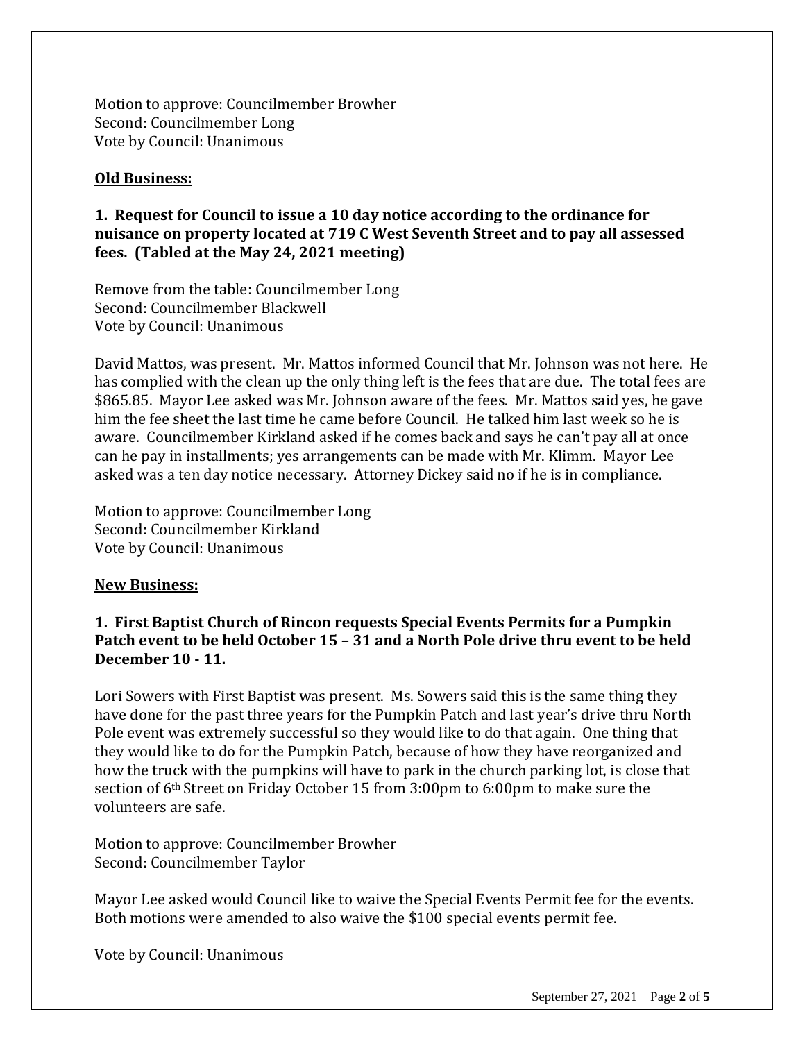Motion to approve: Councilmember Browher
Second: Councilmember Long
Vote by Council: Unanimous

**Old Business:**

**1. Request for Council to issue a 10 day notice according to the ordinance for nuisance on property located at 719 C West Seventh Street and to pay all assessed fees. (Tabled at the May 24, 2021 meeting)**

Remove from the table: Councilmember Long
Second: Councilmember Blackwell
Vote by Council: Unanimous

David Mattos, was present. Mr. Mattos informed Council that Mr. Johnson was not here. He has complied with the clean up the only thing left is the fees that are due. The total fees are $865.85. Mayor Lee asked was Mr. Johnson aware of the fees. Mr. Mattos said yes, he gave him the fee sheet the last time he came before Council. He talked him last week so he is aware. Councilmember Kirkland asked if he comes back and says he can't pay all at once can he pay in installments; yes arrangements can be made with Mr. Klimm. Mayor Lee asked was a ten day notice necessary. Attorney Dickey said no if he is in compliance.

Motion to approve: Councilmember Long
Second: Councilmember Kirkland
Vote by Council: Unanimous

**New Business:**

**1. First Baptist Church of Rincon requests Special Events Permits for a Pumpkin Patch event to be held October 15 – 31 and a North Pole drive thru event to be held December 10 - 11.**

Lori Sowers with First Baptist was present. Ms. Sowers said this is the same thing they have done for the past three years for the Pumpkin Patch and last year's drive thru North Pole event was extremely successful so they would like to do that again. One thing that they would like to do for the Pumpkin Patch, because of how they have reorganized and how the truck with the pumpkins will have to park in the church parking lot, is close that section of 6th Street on Friday October 15 from 3:00pm to 6:00pm to make sure the volunteers are safe.

Motion to approve: Councilmember Browher
Second: Councilmember Taylor

Mayor Lee asked would Council like to waive the Special Events Permit fee for the events. Both motions were amended to also waive the $100 special events permit fee.

Vote by Council: Unanimous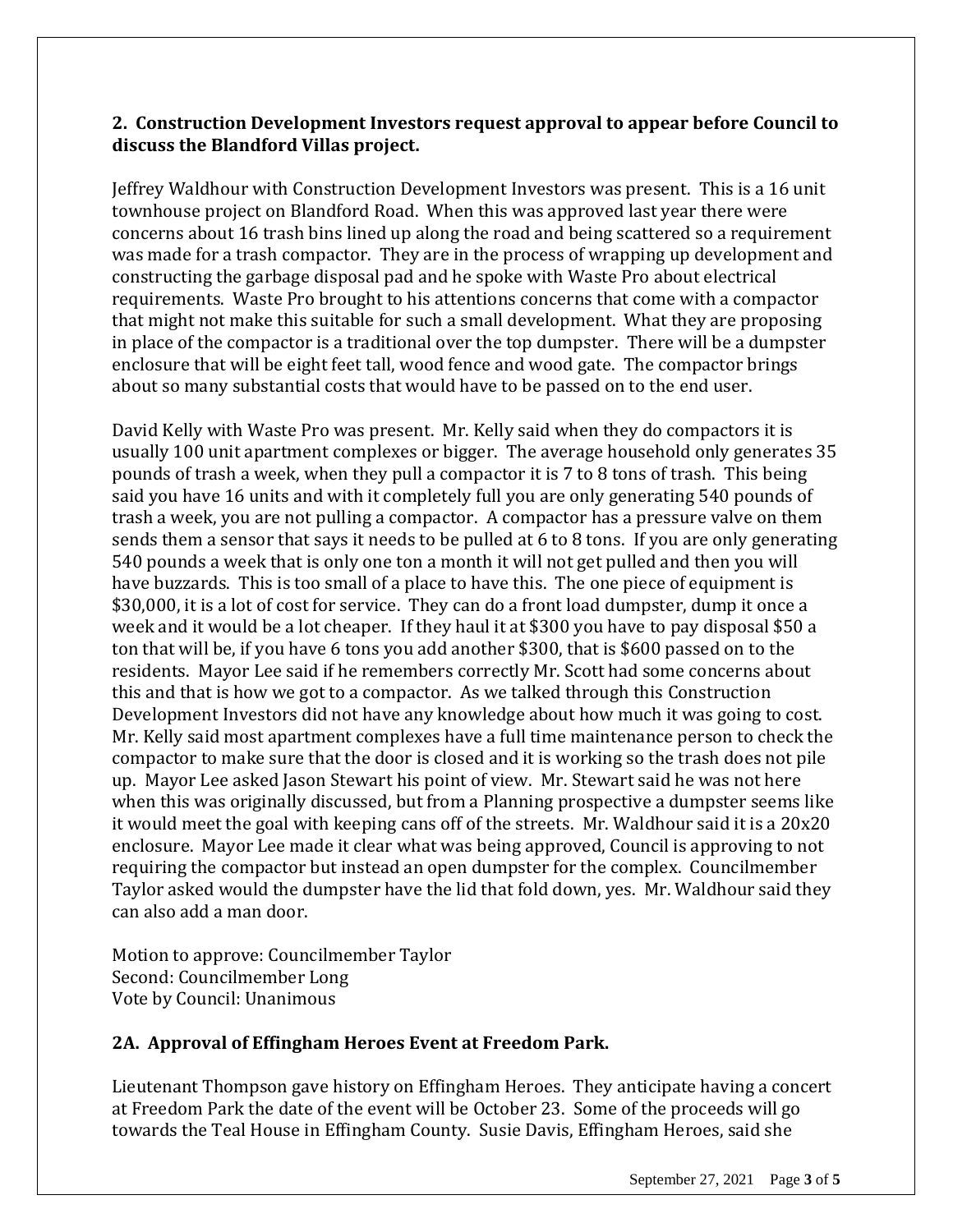**2. Construction Development Investors request approval to appear before Council to discuss the Blandford Villas project.**

Jeffrey Waldhour with Construction Development Investors was present. This is a 16 unit townhouse project on Blandford Road. When this was approved last year there were concerns about 16 trash bins lined up along the road and being scattered so a requirement was made for a trash compactor. They are in the process of wrapping up development and constructing the garbage disposal pad and he spoke with Waste Pro about electrical requirements. Waste Pro brought to his attentions concerns that come with a compactor that might not make this suitable for such a small development. What they are proposing in place of the compactor is a traditional over the top dumpster. There will be a dumpster enclosure that will be eight feet tall, wood fence and wood gate. The compactor brings about so many substantial costs that would have to be passed on to the end user.

David Kelly with Waste Pro was present. Mr. Kelly said when they do compactors it is usually 100 unit apartment complexes or bigger. The average household only generates 35 pounds of trash a week, when they pull a compactor it is 7 to 8 tons of trash. This being said you have 16 units and with it completely full you are only generating 540 pounds of trash a week, you are not pulling a compactor. A compactor has a pressure valve on them sends them a sensor that says it needs to be pulled at 6 to 8 tons. If you are only generating 540 pounds a week that is only one ton a month it will not get pulled and then you will have buzzards. This is too small of a place to have this. The one piece of equipment is $30,000, it is a lot of cost for service. They can do a front load dumpster, dump it once a week and it would be a lot cheaper. If they haul it at $300 you have to pay disposal $50 a ton that will be, if you have 6 tons you add another $300, that is $600 passed on to the residents. Mayor Lee said if he remembers correctly Mr. Scott had some concerns about this and that is how we got to a compactor. As we talked through this Construction Development Investors did not have any knowledge about how much it was going to cost. Mr. Kelly said most apartment complexes have a full time maintenance person to check the compactor to make sure that the door is closed and it is working so the trash does not pile up. Mayor Lee asked Jason Stewart his point of view. Mr. Stewart said he was not here when this was originally discussed, but from a Planning prospective a dumpster seems like it would meet the goal with keeping cans off of the streets. Mr. Waldhour said it is a 20x20 enclosure. Mayor Lee made it clear what was being approved, Council is approving to not requiring the compactor but instead an open dumpster for the complex. Councilmember Taylor asked would the dumpster have the lid that fold down, yes. Mr. Waldhour said they can also add a man door.

Motion to approve: Councilmember Taylor
Second: Councilmember Long
Vote by Council: Unanimous

**2A. Approval of Effingham Heroes Event at Freedom Park.**

Lieutenant Thompson gave history on Effingham Heroes. They anticipate having a concert at Freedom Park the date of the event will be October 23. Some of the proceeds will go towards the Teal House in Effingham County. Susie Davis, Effingham Heroes, said she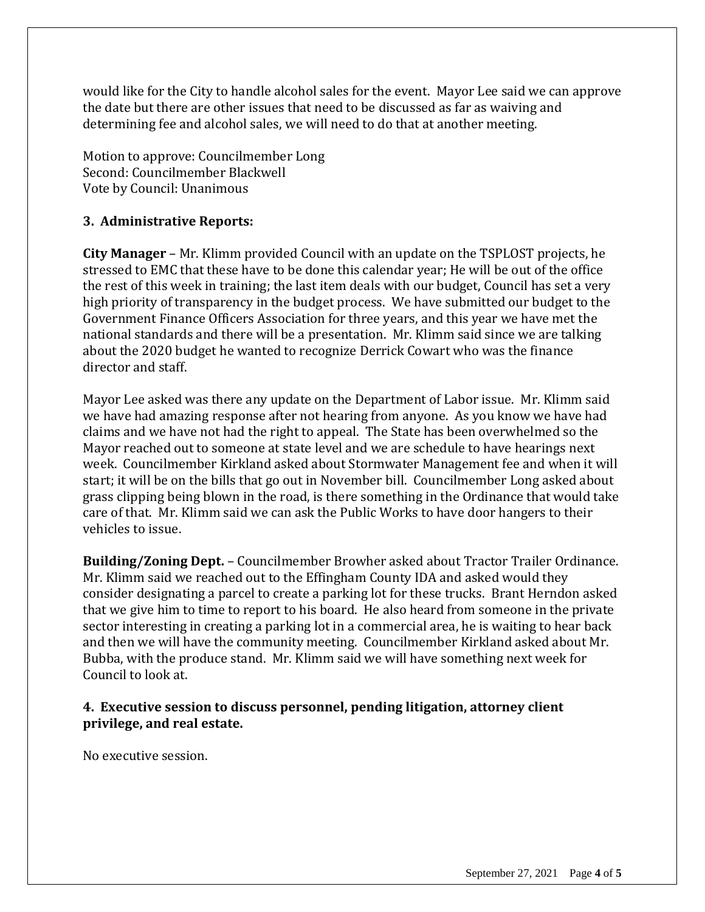would like for the City to handle alcohol sales for the event. Mayor Lee said we can approve the date but there are other issues that need to be discussed as far as waiving and determining fee and alcohol sales, we will need to do that at another meeting.

Motion to approve: Councilmember Long
Second: Councilmember Blackwell
Vote by Council: Unanimous

**3. Administrative Reports:**

**City Manager** – Mr. Klimm provided Council with an update on the TSPLOST projects, he stressed to EMC that these have to be done this calendar year; He will be out of the office the rest of this week in training; the last item deals with our budget, Council has set a very high priority of transparency in the budget process. We have submitted our budget to the Government Finance Officers Association for three years, and this year we have met the national standards and there will be a presentation. Mr. Klimm said since we are talking about the 2020 budget he wanted to recognize Derrick Cowart who was the finance director and staff.

Mayor Lee asked was there any update on the Department of Labor issue. Mr. Klimm said we have had amazing response after not hearing from anyone. As you know we have had claims and we have not had the right to appeal. The State has been overwhelmed so the Mayor reached out to someone at state level and we are schedule to have hearings next week. Councilmember Kirkland asked about Stormwater Management fee and when it will start; it will be on the bills that go out in November bill. Councilmember Long asked about grass clipping being blown in the road, is there something in the Ordinance that would take care of that. Mr. Klimm said we can ask the Public Works to have door hangers to their vehicles to issue.

**Building/Zoning Dept.** – Councilmember Browher asked about Tractor Trailer Ordinance. Mr. Klimm said we reached out to the Effingham County IDA and asked would they consider designating a parcel to create a parking lot for these trucks. Brant Herndon asked that we give him to time to report to his board. He also heard from someone in the private sector interesting in creating a parking lot in a commercial area, he is waiting to hear back and then we will have the community meeting. Councilmember Kirkland asked about Mr. Bubba, with the produce stand. Mr. Klimm said we will have something next week for Council to look at.

**4. Executive session to discuss personnel, pending litigation, attorney client privilege, and real estate.**

No executive session.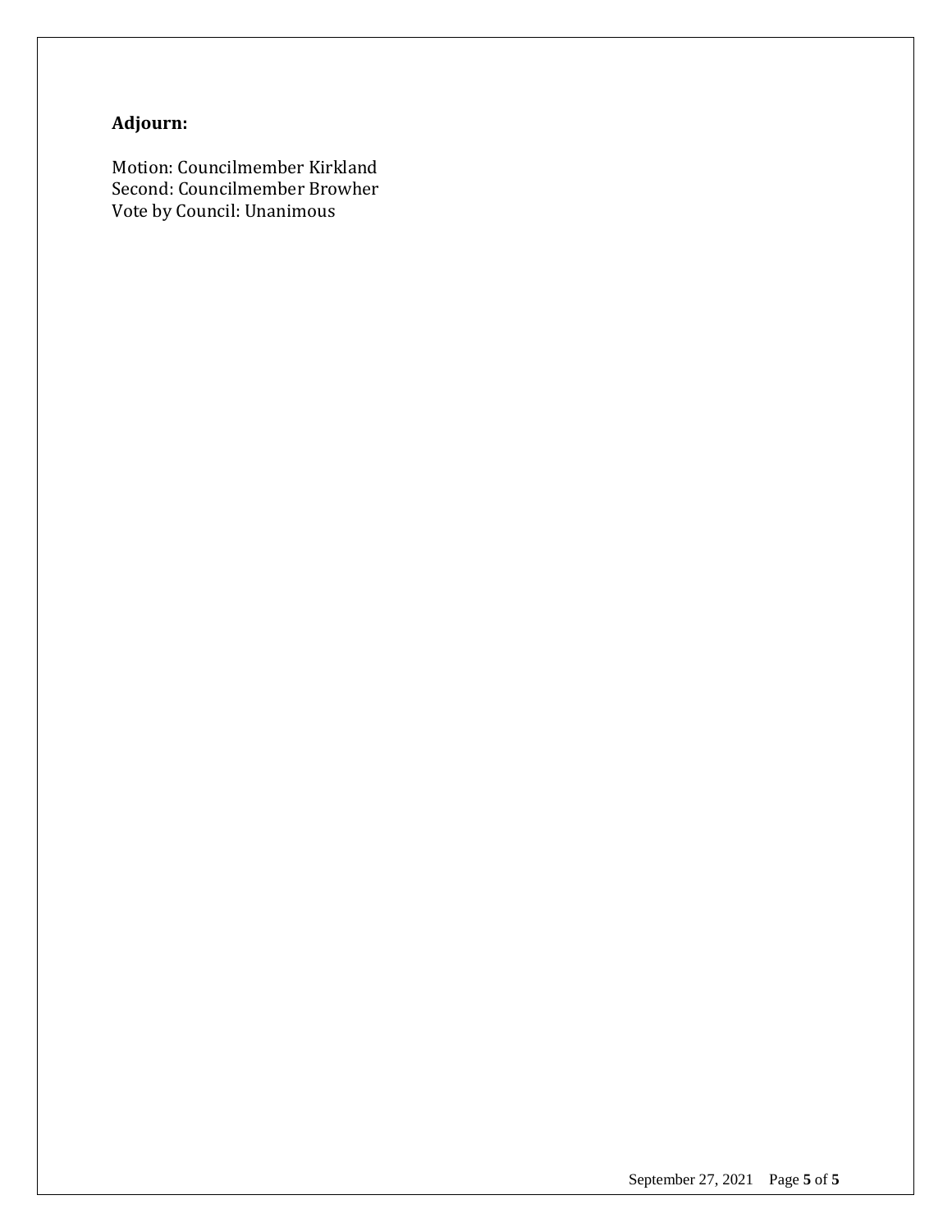**Adjourn:**

Motion: Councilmember Kirkland
Second: Councilmember Browher
Vote by Council: Unanimous